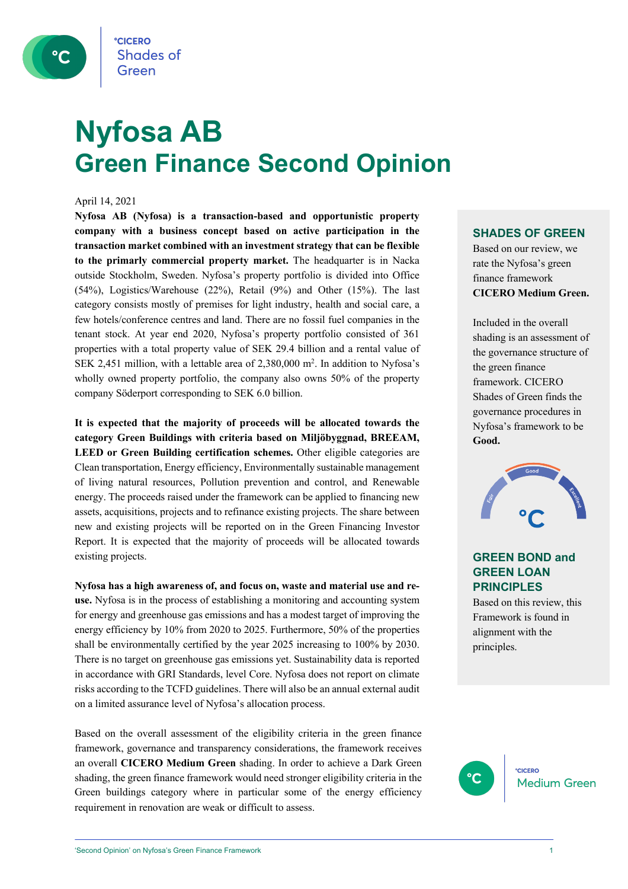°CICERO Shades of Green

# Nyfosa AB
# Green Finance Second Opinion

April 14, 2021

**Nyfosa AB (Nyfosa) is a transaction-based and opportunistic property company with a business concept based on active participation in the transaction market combined with an investment strategy that can be flexible to the primarily commercial property market.** The headquarter is in Nacka outside Stockholm, Sweden. Nyfosa's property portfolio is divided into Office (54%), Logistics/Warehouse (22%), Retail (9%) and Other (15%). The last category consists mostly of premises for light industry, health and social care, a few hotels/conference centres and land. There are no fossil fuel companies in the tenant stock. At year end 2020, Nyfosa's property portfolio consisted of 361 properties with a total property value of SEK 29.4 billion and a rental value of SEK 2,451 million, with a lettable area of 2,380,000 m$^2$. In addition to Nyfosa's wholly owned property portfolio, the company also owns 50% of the property company Söderport corresponding to SEK 6.0 billion.

**It is expected that the majority of proceeds will be allocated towards the category Green Buildings with criteria based on Miljöbyggnad, BREEAM, LEED or Green Building certification schemes.** Other eligible categories are Clean transportation, Energy efficiency, Environmentally sustainable management of living natural resources, Pollution prevention and control, and Renewable energy. The proceeds raised under the framework can be applied to financing new assets, acquisitions, projects and to refinance existing projects. The share between new and existing projects will be reported on in the Green Financing Investor Report. It is expected that the majority of proceeds will be allocated towards existing projects.

**Nyfosa has a high awareness of, and focus on, waste and material use and re-use.** Nyfosa is in the process of establishing a monitoring and accounting system for energy and greenhouse gas emissions and has a modest target of improving the energy efficiency by 10% from 2020 to 2025. Furthermore, 50% of the properties shall be environmentally certified by the year 2025 increasing to 100% by 2030. There is no target on greenhouse gas emissions yet. Sustainability data is reported in accordance with GRI Standards, level Core. Nyfosa does not report on climate risks according to the TCFD guidelines. There will also be an annual external audit on a limited assurance level of Nyfosa's allocation process.

Based on the overall assessment of the eligibility criteria in the green finance framework, governance and transparency considerations, the framework receives an overall **CICERO Medium Green** shading. In order to achieve a Dark Green shading, the green finance framework would need stronger eligibility criteria in the Green buildings category where in particular some of the energy efficiency requirement in renovation are weak or difficult to assess.

## SHADES OF GREEN

Based on our review, we rate the Nyfosa's green finance framework **CICERO Medium Green.**

Included in the overall shading is an assessment of the governance structure of the green finance framework. CICERO Shades of Green finds the governance procedures in Nyfosa's framework to be **Good.**

Fair | Good | Excellent

## GREEN BOND and GREEN LOAN PRINCIPLES

Based on this review, this Framework is found in alignment with the principles.

°CICERO Medium Green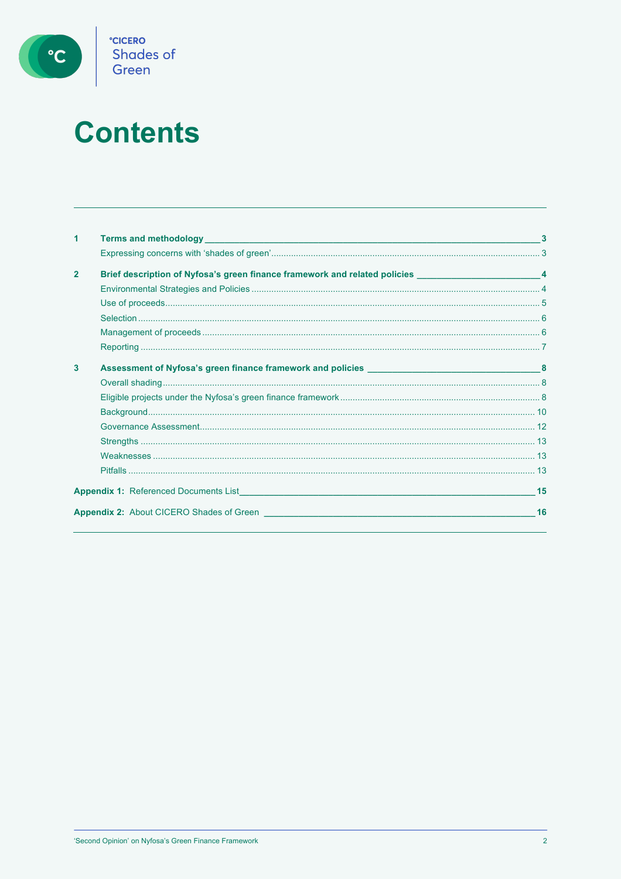# Contents

| | | |
|---|---|---|
| **1** | **Terms and methodology** | **3** |
| | Expressing concerns with 'shades of green' | 3 |
| **2** | **Brief description of Nyfosa's green finance framework and related policies** | **4** |
| | Environmental Strategies and Policies | 4 |
| | Use of proceeds | 5 |
| | Selection | 6 |
| | Management of proceeds | 6 |
| | Reporting | 7 |
| **3** | **Assessment of Nyfosa's green finance framework and policies** | **8** |
| | Overall shading | 8 |
| | Eligible projects under the Nyfosa's green finance framework | 8 |
| | Background | 10 |
| | Governance Assessment | 12 |
| | Strengths | 13 |
| | Weaknesses | 13 |
| | Pitfalls | 13 |
| **Appendix 1:** | Referenced Documents List | **15** |
| **Appendix 2:** | About CICERO Shades of Green | **16** |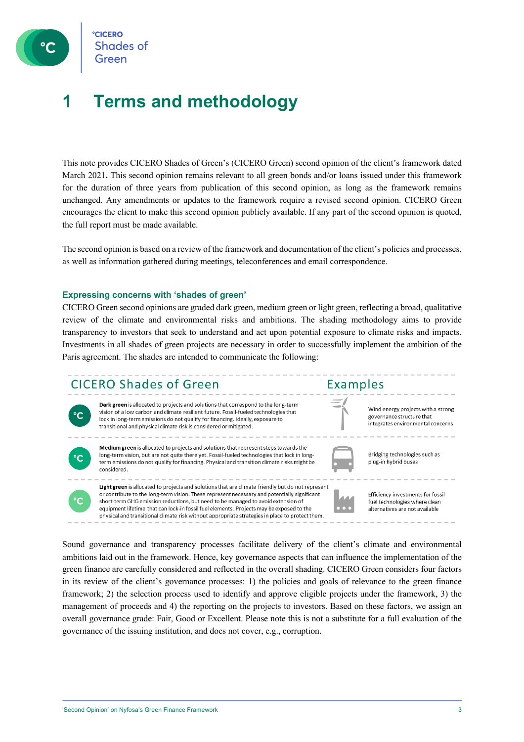# 1 Terms and methodology

This note provides CICERO Shades of Green's (CICERO Green) second opinion of the client's framework dated March 2021**.** This second opinion remains relevant to all green bonds and/or loans issued under this framework for the duration of three years from publication of this second opinion, as long as the framework remains unchanged. Any amendments or updates to the framework require a revised second opinion. CICERO Green encourages the client to make this second opinion publicly available. If any part of the second opinion is quoted, the full report must be made available.

The second opinion is based on a review of the framework and documentation of the client's policies and processes, as well as information gathered during meetings, teleconferences and email correspondence.

### Expressing concerns with 'shades of green'

CICERO Green second opinions are graded dark green, medium green or light green, reflecting a broad, qualitative review of the climate and environmental risks and ambitions. The shading methodology aims to provide transparency to investors that seek to understand and act upon potential exposure to climate risks and impacts. Investments in all shades of green projects are necessary in order to successfully implement the ambition of the Paris agreement. The shades are intended to communicate the following:

| CICERO Shades of Green | Examples |
| --- | --- |
| **Dark green** is allocated to projects and solutions that correspond to the long-term vision of a low carbon and climate resilient future. Fossil-fueled technologies that lock in long-term emissions do not qualify for financing. Ideally, exposure to transitional and physical climate risk is considered or mitigated. | Wind energy projects with a strong governance structure that integrates environmental concerns |
| **Medium green** is allocated to projects and solutions that represent steps towards the long-term vision, but are not quite there yet. Fossil-fueled technologies that lock in long-term emissions do not qualify for financing. Physical and transition climate risks might be considered. | Bridging technologies such as plug-in hybrid buses |
| **Light green** is allocated to projects and solutions that are climate friendly but do not represent or contribute to the long-term vision. These represent necessary and potentially significant short-term GHG emission reductions, but need to be managed to avoid extension of equipment lifetime that can lock-in fossil fuel elements. Projects may be exposed to the physical and transitional climate risk without appropriate strategies in place to protect them. | Efficiency investments for fossil fuel technologies where clean alternatives are not available |

Sound governance and transparency processes facilitate delivery of the client's climate and environmental ambitions laid out in the framework. Hence, key governance aspects that can influence the implementation of the green finance are carefully considered and reflected in the overall shading. CICERO Green considers four factors in its review of the client's governance processes: 1) the policies and goals of relevance to the green finance framework; 2) the selection process used to identify and approve eligible projects under the framework, 3) the management of proceeds and 4) the reporting on the projects to investors. Based on these factors, we assign an overall governance grade: Fair, Good or Excellent. Please note this is not a substitute for a full evaluation of the governance of the issuing institution, and does not cover, e.g., corruption.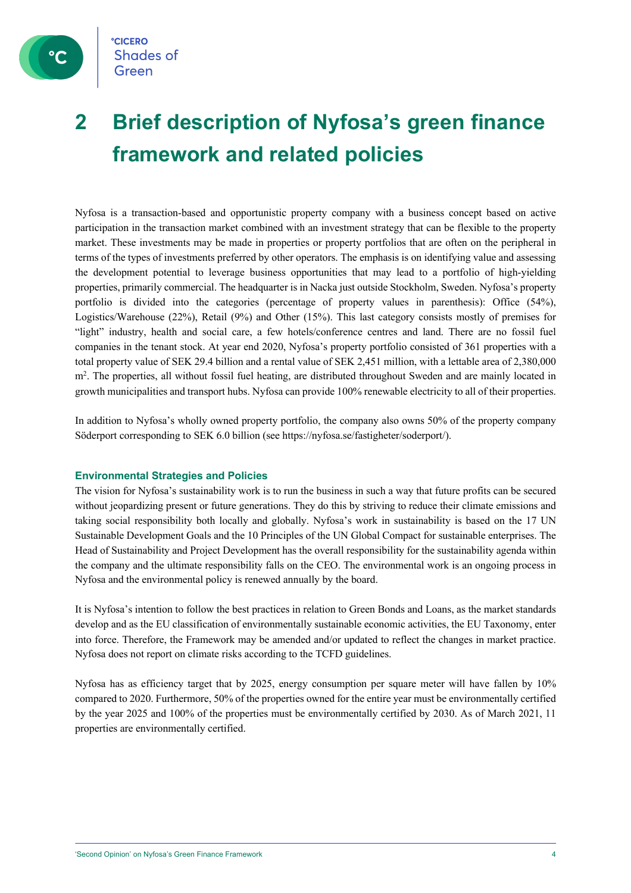# 2 Brief description of Nyfosa's green finance framework and related policies

Nyfosa is a transaction-based and opportunistic property company with a business concept based on active participation in the transaction market combined with an investment strategy that can be flexible to the property market. These investments may be made in properties or property portfolios that are often on the peripheral in terms of the types of investments preferred by other operators. The emphasis is on identifying value and assessing the development potential to leverage business opportunities that may lead to a portfolio of high-yielding properties, primarily commercial. The headquarter is in Nacka just outside Stockholm, Sweden. Nyfosa's property portfolio is divided into the categories (percentage of property values in parenthesis): Office (54%), Logistics/Warehouse (22%), Retail (9%) and Other (15%). This last category consists mostly of premises for "light" industry, health and social care, a few hotels/conference centres and land. There are no fossil fuel companies in the tenant stock. At year end 2020, Nyfosa's property portfolio consisted of 361 properties with a total property value of SEK 29.4 billion and a rental value of SEK 2,451 million, with a lettable area of 2,380,000 $m^2$. The properties, all without fossil fuel heating, are distributed throughout Sweden and are mainly located in growth municipalities and transport hubs. Nyfosa can provide 100% renewable electricity to all of their properties.

In addition to Nyfosa's wholly owned property portfolio, the company also owns 50% of the property company Söderport corresponding to SEK 6.0 billion (see https://nyfosa.se/fastigheter/soderport/).

### Environmental Strategies and Policies

The vision for Nyfosa's sustainability work is to run the business in such a way that future profits can be secured without jeopardizing present or future generations. They do this by striving to reduce their climate emissions and taking social responsibility both locally and globally. Nyfosa's work in sustainability is based on the 17 UN Sustainable Development Goals and the 10 Principles of the UN Global Compact for sustainable enterprises. The Head of Sustainability and Project Development has the overall responsibility for the sustainability agenda within the company and the ultimate responsibility falls on the CEO. The environmental work is an ongoing process in Nyfosa and the environmental policy is renewed annually by the board.

It is Nyfosa's intention to follow the best practices in relation to Green Bonds and Loans, as the market standards develop and as the EU classification of environmentally sustainable economic activities, the EU Taxonomy, enter into force. Therefore, the Framework may be amended and/or updated to reflect the changes in market practice. Nyfosa does not report on climate risks according to the TCFD guidelines.

Nyfosa has as efficiency target that by 2025, energy consumption per square meter will have fallen by 10% compared to 2020. Furthermore, 50% of the properties owned for the entire year must be environmentally certified by the year 2025 and 100% of the properties must be environmentally certified by 2030. As of March 2021, 11 properties are environmentally certified.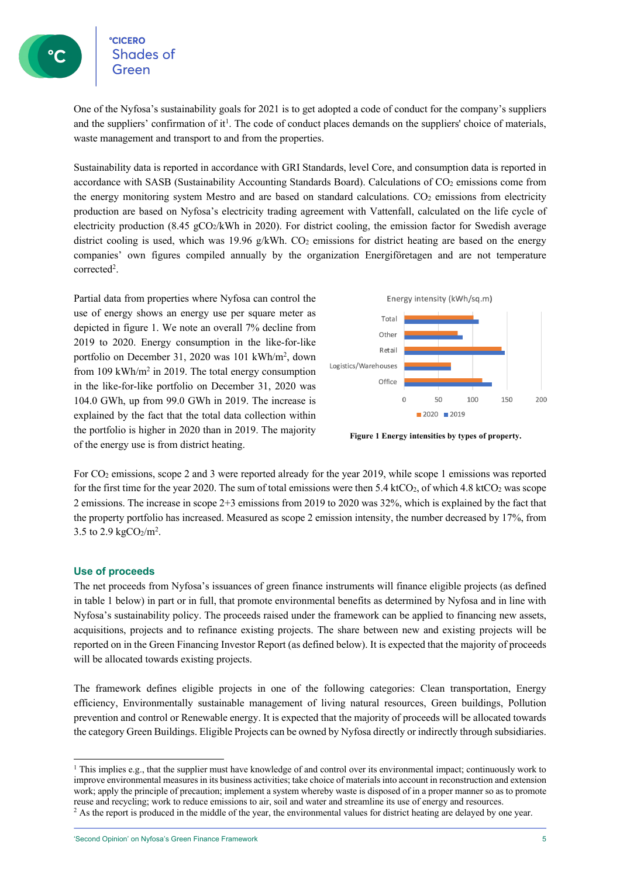One of the Nyfosa's sustainability goals for 2021 is to get adopted a code of conduct for the company's suppliers and the suppliers' confirmation of it[1]. The code of conduct places demands on the suppliers' choice of materials, waste management and transport to and from the properties.

Sustainability data is reported in accordance with GRI Standards, level Core, and consumption data is reported in accordance with SASB (Sustainability Accounting Standards Board). Calculations of $CO_2$ emissions come from the energy monitoring system Mestro and are based on standard calculations. $CO_2$ emissions from electricity production are based on Nyfosa's electricity trading agreement with Vattenfall, calculated on the life cycle of electricity production (8.45 $gCO_2/kWh$ in 2020). For district cooling, the emission factor for Swedish average district cooling is used, which was 19.96 g/kWh. $CO_2$ emissions for district heating are based on the energy companies' own figures compiled annually by the organization Energiföretagen and are not temperature corrected[2].

Partial data from properties where Nyfosa can control the use of energy shows an energy use per square meter as depicted in figure 1. We note an overall 7% decline from 2019 to 2020. Energy consumption in the like-for-like portfolio on December 31, 2020 was 101 $kWh/m^2$, down from 109 $kWh/m^2$ in 2019. The total energy consumption in the like-for-like portfolio on December 31, 2020 was 104.0 GWh, up from 99.0 GWh in 2019. The increase is explained by the fact that the total data collection within the portfolio is higher in 2020 than in 2019. The majority of the energy use is from district heating.

**Figure 1 Energy intensities by types of property.**

For $CO_2$ emissions, scope 2 and 3 were reported already for the year 2019, while scope 1 emissions was reported for the first time for the year 2020. The sum of total emissions were then 5.4 $ktCO_2$, of which 4.8 $ktCO_2$ was scope 2 emissions. The increase in scope 2+3 emissions from 2019 to 2020 was 32%, which is explained by the fact that the property portfolio has increased. Measured as scope 2 emission intensity, the number decreased by 17%, from 3.5 to 2.9 $kgCO_2/m^2$.

## Use of proceeds

The net proceeds from Nyfosa's issuances of green finance instruments will finance eligible projects (as defined in table 1 below) in part or in full, that promote environmental benefits as determined by Nyfosa and in line with Nyfosa's sustainability policy. The proceeds raised under the framework can be applied to financing new assets, acquisitions, projects and to refinance existing projects. The share between new and existing projects will be reported on in the Green Financing Investor Report (as defined below). It is expected that the majority of proceeds will be allocated towards existing projects.

The framework defines eligible projects in one of the following categories: Clean transportation, Energy efficiency, Environmentally sustainable management of living natural resources, Green buildings, Pollution prevention and control or Renewable energy. It is expected that the majority of proceeds will be allocated towards the category Green Buildings. Eligible Projects can be owned by Nyfosa directly or indirectly through subsidiaries.

---

[1] This implies e.g., that the supplier must have knowledge of and control over its environmental impact; continuously work to improve environmental measures in its business activities; take choice of materials into account in reconstruction and extension work; apply the principle of precaution; implement a system whereby waste is disposed of in a proper manner so as to promote reuse and recycling; work to reduce emissions to air, soil and water and streamline its use of energy and resources.

[2] As the report is produced in the middle of the year, the environmental values for district heating are delayed by one year.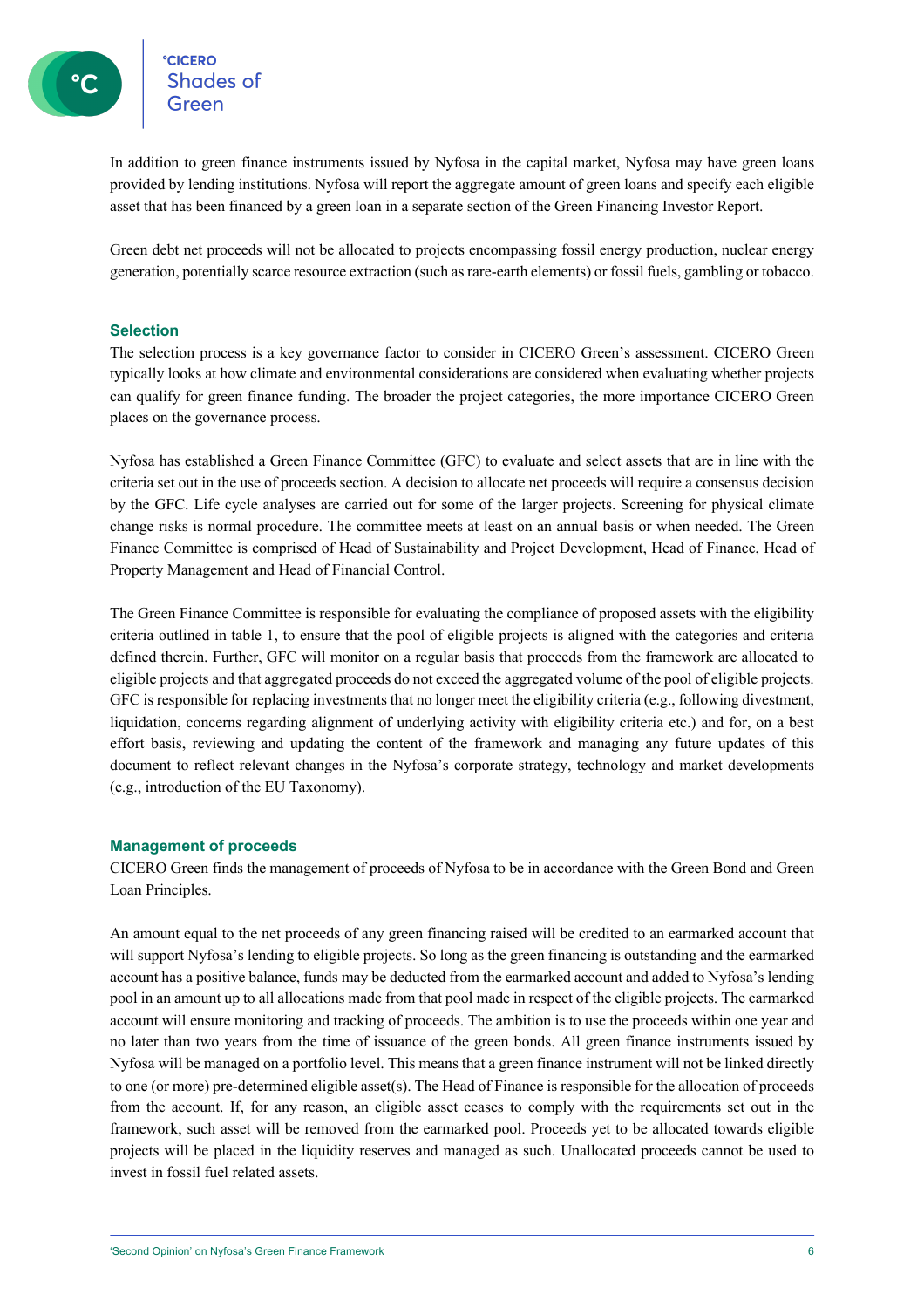In addition to green finance instruments issued by Nyfosa in the capital market, Nyfosa may have green loans provided by lending institutions. Nyfosa will report the aggregate amount of green loans and specify each eligible asset that has been financed by a green loan in a separate section of the Green Financing Investor Report.

Green debt net proceeds will not be allocated to projects encompassing fossil energy production, nuclear energy generation, potentially scarce resource extraction (such as rare-earth elements) or fossil fuels, gambling or tobacco.

### Selection

The selection process is a key governance factor to consider in CICERO Green's assessment. CICERO Green typically looks at how climate and environmental considerations are considered when evaluating whether projects can qualify for green finance funding. The broader the project categories, the more importance CICERO Green places on the governance process.

Nyfosa has established a Green Finance Committee (GFC) to evaluate and select assets that are in line with the criteria set out in the use of proceeds section. A decision to allocate net proceeds will require a consensus decision by the GFC. Life cycle analyses are carried out for some of the larger projects. Screening for physical climate change risks is normal procedure. The committee meets at least on an annual basis or when needed. The Green Finance Committee is comprised of Head of Sustainability and Project Development, Head of Finance, Head of Property Management and Head of Financial Control.

The Green Finance Committee is responsible for evaluating the compliance of proposed assets with the eligibility criteria outlined in table 1, to ensure that the pool of eligible projects is aligned with the categories and criteria defined therein. Further, GFC will monitor on a regular basis that proceeds from the framework are allocated to eligible projects and that aggregated proceeds do not exceed the aggregated volume of the pool of eligible projects. GFC is responsible for replacing investments that no longer meet the eligibility criteria (e.g., following divestment, liquidation, concerns regarding alignment of underlying activity with eligibility criteria etc.) and for, on a best effort basis, reviewing and updating the content of the framework and managing any future updates of this document to reflect relevant changes in the Nyfosa's corporate strategy, technology and market developments (e.g., introduction of the EU Taxonomy).

### Management of proceeds

CICERO Green finds the management of proceeds of Nyfosa to be in accordance with the Green Bond and Green Loan Principles.

An amount equal to the net proceeds of any green financing raised will be credited to an earmarked account that will support Nyfosa's lending to eligible projects. So long as the green financing is outstanding and the earmarked account has a positive balance, funds may be deducted from the earmarked account and added to Nyfosa's lending pool in an amount up to all allocations made from that pool made in respect of the eligible projects. The earmarked account will ensure monitoring and tracking of proceeds. The ambition is to use the proceeds within one year and no later than two years from the time of issuance of the green bonds. All green finance instruments issued by Nyfosa will be managed on a portfolio level. This means that a green finance instrument will not be linked directly to one (or more) pre-determined eligible asset(s). The Head of Finance is responsible for the allocation of proceeds from the account. If, for any reason, an eligible asset ceases to comply with the requirements set out in the framework, such asset will be removed from the earmarked pool. Proceeds yet to be allocated towards eligible projects will be placed in the liquidity reserves and managed as such. Unallocated proceeds cannot be used to invest in fossil fuel related assets.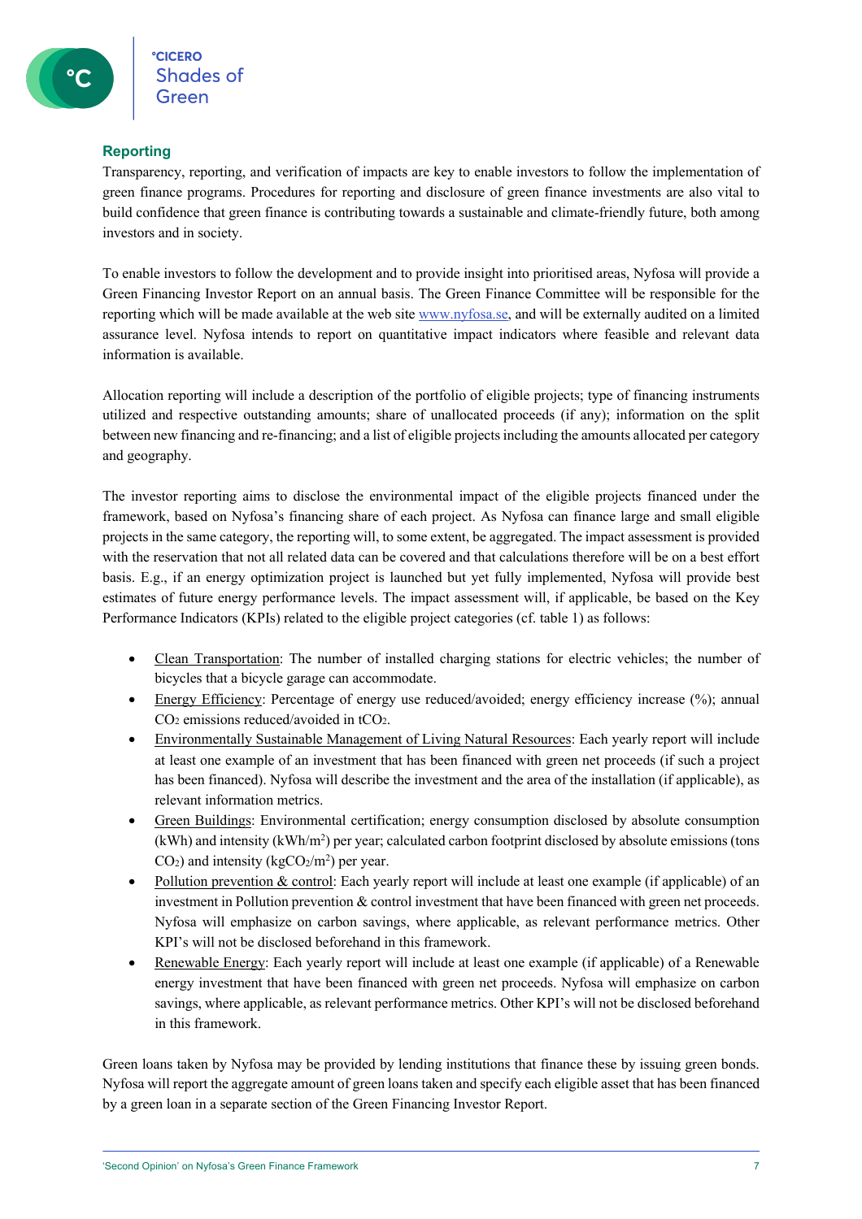## Reporting

Transparency, reporting, and verification of impacts are key to enable investors to follow the implementation of green finance programs. Procedures for reporting and disclosure of green finance investments are also vital to build confidence that green finance is contributing towards a sustainable and climate-friendly future, both among investors and in society.

To enable investors to follow the development and to provide insight into prioritised areas, Nyfosa will provide a Green Financing Investor Report on an annual basis. The Green Finance Committee will be responsible for the reporting which will be made available at the web site www.nyfosa.se, and will be externally audited on a limited assurance level. Nyfosa intends to report on quantitative impact indicators where feasible and relevant data information is available.

Allocation reporting will include a description of the portfolio of eligible projects; type of financing instruments utilized and respective outstanding amounts; share of unallocated proceeds (if any); information on the split between new financing and re-financing; and a list of eligible projects including the amounts allocated per category and geography.

The investor reporting aims to disclose the environmental impact of the eligible projects financed under the framework, based on Nyfosa's financing share of each project. As Nyfosa can finance large and small eligible projects in the same category, the reporting will, to some extent, be aggregated. The impact assessment is provided with the reservation that not all related data can be covered and that calculations therefore will be on a best effort basis. E.g., if an energy optimization project is launched but yet fully implemented, Nyfosa will provide best estimates of future energy performance levels. The impact assessment will, if applicable, be based on the Key Performance Indicators (KPIs) related to the eligible project categories (cf. table 1) as follows:

- Clean Transportation: The number of installed charging stations for electric vehicles; the number of bicycles that a bicycle garage can accommodate.
- Energy Efficiency: Percentage of energy use reduced/avoided; energy efficiency increase (%); annual $CO_2$ emissions reduced/avoided in $tCO_2$.
- Environmentally Sustainable Management of Living Natural Resources: Each yearly report will include at least one example of an investment that has been financed with green net proceeds (if such a project has been financed). Nyfosa will describe the investment and the area of the installation (if applicable), as relevant information metrics.
- Green Buildings: Environmental certification; energy consumption disclosed by absolute consumption (kWh) and intensity ($kWh/m^2$) per year; calculated carbon footprint disclosed by absolute emissions (tons $CO_2$) and intensity ($kgCO_2/m^2$) per year.
- Pollution prevention & control: Each yearly report will include at least one example (if applicable) of an investment in Pollution prevention & control investment that have been financed with green net proceeds. Nyfosa will emphasize on carbon savings, where applicable, as relevant performance metrics. Other KPI's will not be disclosed beforehand in this framework.
- Renewable Energy: Each yearly report will include at least one example (if applicable) of a Renewable energy investment that have been financed with green net proceeds. Nyfosa will emphasize on carbon savings, where applicable, as relevant performance metrics. Other KPI's will not be disclosed beforehand in this framework.

Green loans taken by Nyfosa may be provided by lending institutions that finance these by issuing green bonds. Nyfosa will report the aggregate amount of green loans taken and specify each eligible asset that has been financed by a green loan in a separate section of the Green Financing Investor Report.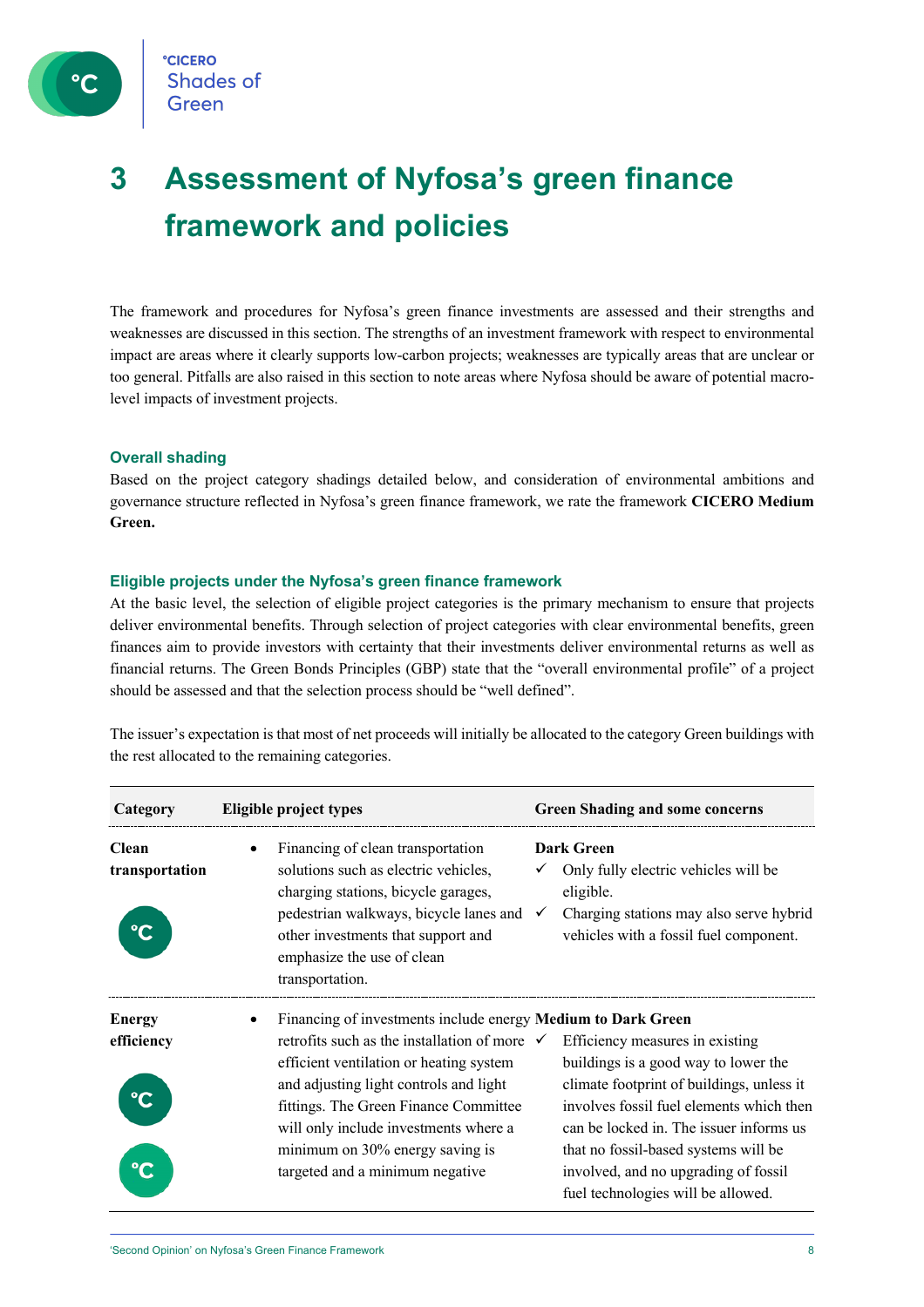# 3 Assessment of Nyfosa's green finance framework and policies

The framework and procedures for Nyfosa's green finance investments are assessed and their strengths and weaknesses are discussed in this section. The strengths of an investment framework with respect to environmental impact are areas where it clearly supports low-carbon projects; weaknesses are typically areas that are unclear or too general. Pitfalls are also raised in this section to note areas where Nyfosa should be aware of potential macro-level impacts of investment projects.

### Overall shading

Based on the project category shadings detailed below, and consideration of environmental ambitions and governance structure reflected in Nyfosa's green finance framework, we rate the framework **CICERO Medium Green.**

### Eligible projects under the Nyfosa's green finance framework

At the basic level, the selection of eligible project categories is the primary mechanism to ensure that projects deliver environmental benefits. Through selection of project categories with clear environmental benefits, green finances aim to provide investors with certainty that their investments deliver environmental returns as well as financial returns. The Green Bonds Principles (GBP) state that the "overall environmental profile" of a project should be assessed and that the selection process should be "well defined".

The issuer's expectation is that most of net proceeds will initially be allocated to the category Green buildings with the rest allocated to the remaining categories.

| Category | Eligible project types | Green Shading and some concerns |
|---|---|---|
| **Clean transportation** | • Financing of clean transportation solutions such as electric vehicles, charging stations, bicycle garages, pedestrian walkways, bicycle lanes and other investments that support and emphasize the use of clean transportation. | **Dark Green**<br>✓ Only fully electric vehicles will be eligible.<br>✓ Charging stations may also serve hybrid vehicles with a fossil fuel component. |
| **Energy efficiency** | • Financing of investments include energy retrofits such as the installation of more efficient ventilation or heating system and adjusting light controls and light fittings. The Green Finance Committee will only include investments where a minimum on 30% energy saving is targeted and a minimum negative | **Medium to Dark Green**<br>✓ Efficiency measures in existing buildings is a good way to lower the climate footprint of buildings, unless it involves fossil fuel elements which then can be locked in. The issuer informs us that no fossil-based systems will be involved, and no upgrading of fossil fuel technologies will be allowed. |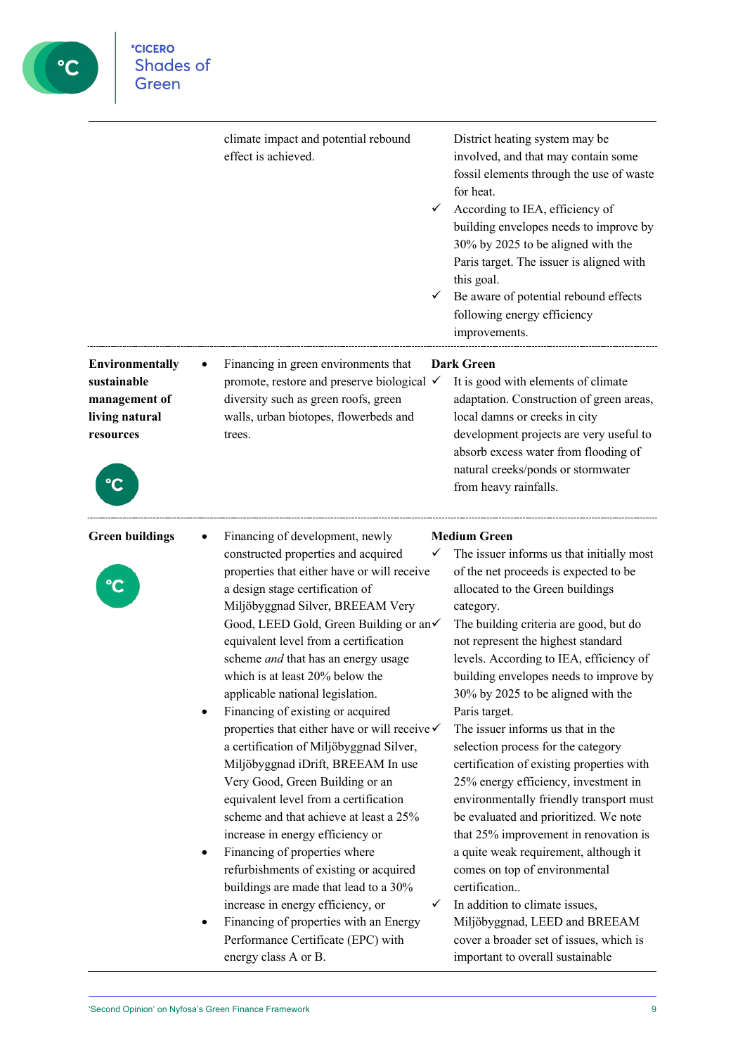| | | |
|---|---|---|
| | climate impact and potential rebound effect is achieved. | District heating system may be involved, and that may contain some fossil elements through the use of waste for heat.<br>✓ According to IEA, efficiency of building envelopes needs to improve by 30% by 2025 to be aligned with the Paris target. The issuer is aligned with this goal.<br>✓ Be aware of potential rebound effects following energy efficiency improvements. |
| **Environmentally sustainable management of living natural resources** | • Financing in green environments that promote, restore and preserve biological diversity such as green roofs, green walls, urban biotopes, flowerbeds and trees. | **Dark Green**<br>✓ It is good with elements of climate adaptation. Construction of green areas, local damns or creeks in city development projects are very useful to absorb excess water from flooding of natural creeks/ponds or stormwater from heavy rainfalls. |
| **Green buildings** | • Financing of development, newly constructed properties and acquired properties that either have or will receive a design stage certification of Miljöbyggnad Silver, BREEAM Very Good, LEED Gold, Green Building or an equivalent level from a certification scheme *and* that has an energy usage which is at least 20% below the applicable national legislation.<br>• Financing of existing or acquired properties that either have or will receive a certification of Miljöbyggnad Silver, Miljöbyggnad iDrift, BREEAM In use Very Good, Green Building or an equivalent level from a certification scheme and that achieve at least a 25% increase in energy efficiency or<br>• Financing of properties where refurbishments of existing or acquired buildings are made that lead to a 30% increase in energy efficiency, or<br>• Financing of properties with an Energy Performance Certificate (EPC) with energy class A or B. | **Medium Green**<br>✓ The issuer informs us that initially most of the net proceeds is expected to be allocated to the Green buildings category.<br>✓ The building criteria are good, but do not represent the highest standard levels. According to IEA, efficiency of building envelopes needs to improve by 30% by 2025 to be aligned with the Paris target.<br>✓ The issuer informs us that in the selection process for the category certification of existing properties with 25% energy efficiency, investment in environmentally friendly transport must be evaluated and prioritized. We note that 25% improvement in renovation is a quite weak requirement, although it comes on top of environmental certification..<br>✓ In addition to climate issues, Miljöbyggnad, LEED and BREEAM cover a broader set of issues, which is important to overall sustainable |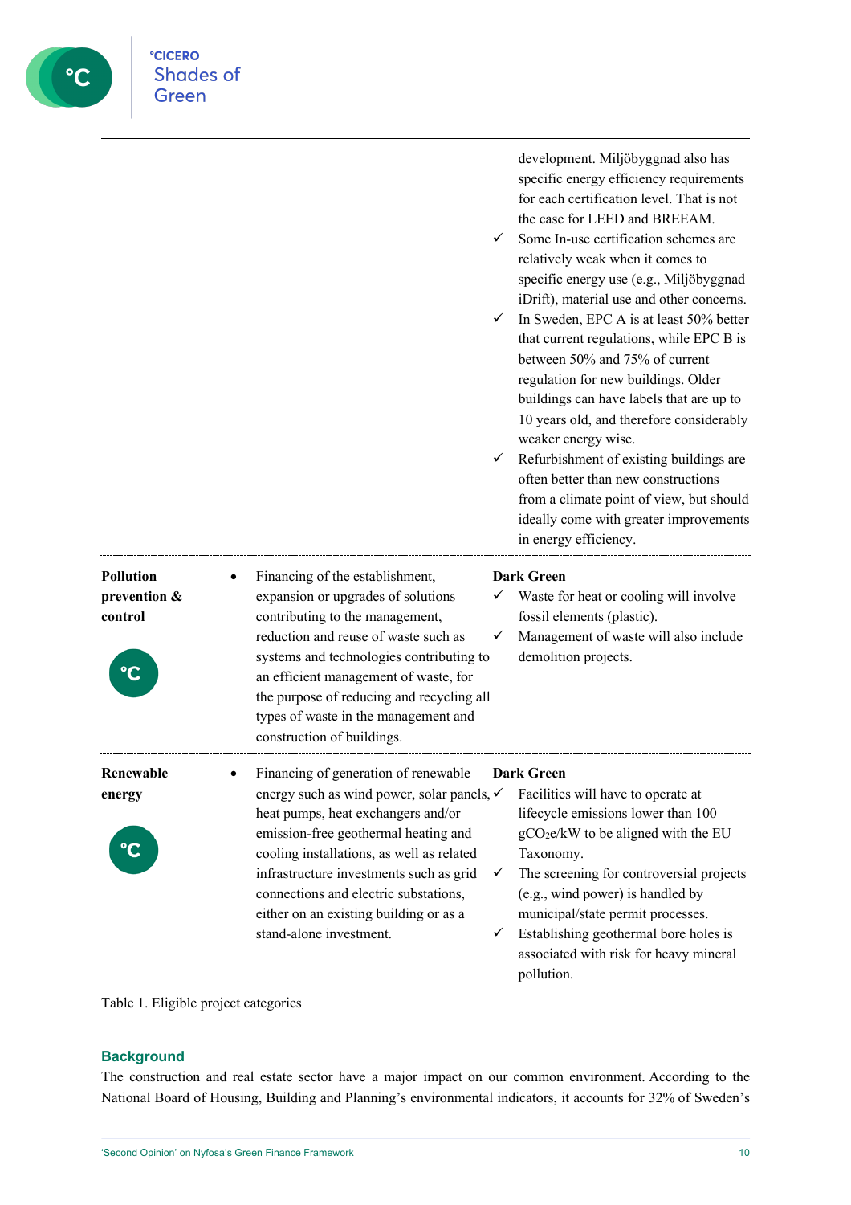| | | |
|---|---|---|
| | | development. Miljöbyggnad also has specific energy efficiency requirements for each certification level. That is not the case for LEED and BREEAM.<br>✓ Some In-use certification schemes are relatively weak when it comes to specific energy use (e.g., Miljöbyggnad iDrift), material use and other concerns.<br>✓ In Sweden, EPC A is at least 50% better that current regulations, while EPC B is between 50% and 75% of current regulation for new buildings. Older buildings can have labels that are up to 10 years old, and therefore considerably weaker energy wise.<br>✓ Refurbishment of existing buildings are often better than new constructions from a climate point of view, but should ideally come with greater improvements in energy efficiency. |
| **Pollution prevention & control** | • Financing of the establishment, expansion or upgrades of solutions contributing to the management, reduction and reuse of waste such as systems and technologies contributing to an efficient management of waste, for the purpose of reducing and recycling all types of waste in the management and construction of buildings. | **Dark Green**<br>✓ Waste for heat or cooling will involve fossil elements (plastic).<br>✓ Management of waste will also include demolition projects. |
| **Renewable energy** | • Financing of generation of renewable energy such as wind power, solar panels, heat pumps, heat exchangers and/or emission-free geothermal heating and cooling installations, as well as related infrastructure investments such as grid connections and electric substations, either on an existing building or as a stand-alone investment. | **Dark Green**<br>✓ Facilities will have to operate at lifecycle emissions lower than 100 $gCO_2e/kW$ to be aligned with the EU Taxonomy.<br>✓ The screening for controversial projects (e.g., wind power) is handled by municipal/state permit processes.<br>✓ Establishing geothermal bore holes is associated with risk for heavy mineral pollution. |

Table 1. Eligible project categories

## Background

The construction and real estate sector have a major impact on our common environment. According to the National Board of Housing, Building and Planning's environmental indicators, it accounts for 32% of Sweden's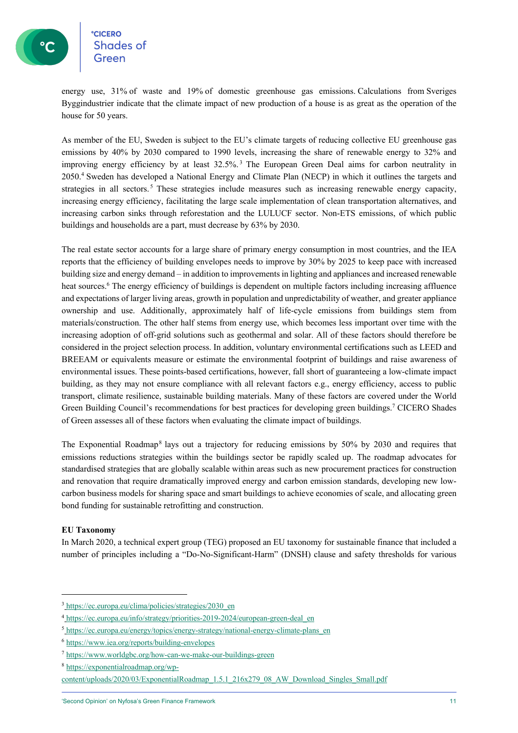energy use, 31% of waste and 19% of domestic greenhouse gas emissions. Calculations from Sveriges Byggindustrier indicate that the climate impact of new production of a house is as great as the operation of the house for 50 years.

As member of the EU, Sweden is subject to the EU's climate targets of reducing collective EU greenhouse gas emissions by 40% by 2030 compared to 1990 levels, increasing the share of renewable energy to 32% and improving energy efficiency by at least 32.5%.[3] The European Green Deal aims for carbon neutrality in 2050.[4] Sweden has developed a National Energy and Climate Plan (NECP) in which it outlines the targets and strategies in all sectors.[5] These strategies include measures such as increasing renewable energy capacity, increasing energy efficiency, facilitating the large scale implementation of clean transportation alternatives, and increasing carbon sinks through reforestation and the LULUCF sector. Non-ETS emissions, of which public buildings and households are a part, must decrease by 63% by 2030.

The real estate sector accounts for a large share of primary energy consumption in most countries, and the IEA reports that the efficiency of building envelopes needs to improve by 30% by 2025 to keep pace with increased building size and energy demand – in addition to improvements in lighting and appliances and increased renewable heat sources.[6] The energy efficiency of buildings is dependent on multiple factors including increasing affluence and expectations of larger living areas, growth in population and unpredictability of weather, and greater appliance ownership and use. Additionally, approximately half of life-cycle emissions from buildings stem from materials/construction. The other half stems from energy use, which becomes less important over time with the increasing adoption of off-grid solutions such as geothermal and solar. All of these factors should therefore be considered in the project selection process. In addition, voluntary environmental certifications such as LEED and BREEAM or equivalents measure or estimate the environmental footprint of buildings and raise awareness of environmental issues. These points-based certifications, however, fall short of guaranteeing a low-climate impact building, as they may not ensure compliance with all relevant factors e.g., energy efficiency, access to public transport, climate resilience, sustainable building materials. Many of these factors are covered under the World Green Building Council's recommendations for best practices for developing green buildings.[7] CICERO Shades of Green assesses all of these factors when evaluating the climate impact of buildings.

The Exponential Roadmap[8] lays out a trajectory for reducing emissions by 50% by 2030 and requires that emissions reductions strategies within the buildings sector be rapidly scaled up. The roadmap advocates for standardised strategies that are globally scalable within areas such as new procurement practices for construction and renovation that require dramatically improved energy and carbon emission standards, developing new low-carbon business models for sharing space and smart buildings to achieve economies of scale, and allocating green bond funding for sustainable retrofitting and construction.

**EU Taxonomy**

In March 2020, a technical expert group (TEG) proposed an EU taxonomy for sustainable finance that included a number of principles including a "Do-No-Significant-Harm" (DNSH) clause and safety thresholds for various

---

[3] https://ec.europa.eu/clima/policies/strategies/2030_en

[4] https://ec.europa.eu/info/strategy/priorities-2019-2024/european-green-deal_en

[5] https://ec.europa.eu/energy/topics/energy-strategy/national-energy-climate-plans_en

[6] https://www.iea.org/reports/building-envelopes

[7] https://www.worldgbc.org/how-can-we-make-our-buildings-green

[8] https://exponentialroadmap.org/wp-content/uploads/2020/03/ExponentialRoadmap_1.5.1_216x279_08_AW_Download_Singles_Small.pdf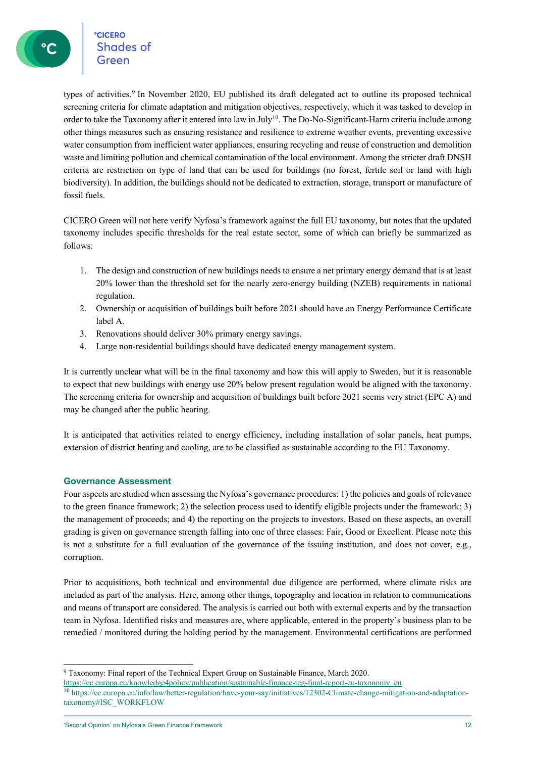types of activities.[9] In November 2020, EU published its draft delegated act to outline its proposed technical screening criteria for climate adaptation and mitigation objectives, respectively, which it was tasked to develop in order to take the Taxonomy after it entered into law in July[10]. The Do-No-Significant-Harm criteria include among other things measures such as ensuring resistance and resilience to extreme weather events, preventing excessive water consumption from inefficient water appliances, ensuring recycling and reuse of construction and demolition waste and limiting pollution and chemical contamination of the local environment. Among the stricter draft DNSH criteria are restriction on type of land that can be used for buildings (no forest, fertile soil or land with high biodiversity). In addition, the buildings should not be dedicated to extraction, storage, transport or manufacture of fossil fuels.

CICERO Green will not here verify Nyfosa's framework against the full EU taxonomy, but notes that the updated taxonomy includes specific thresholds for the real estate sector, some of which can briefly be summarized as follows:

1. The design and construction of new buildings needs to ensure a net primary energy demand that is at least 20% lower than the threshold set for the nearly zero-energy building (NZEB) requirements in national regulation.
2. Ownership or acquisition of buildings built before 2021 should have an Energy Performance Certificate label A.
3. Renovations should deliver 30% primary energy savings.
4. Large non-residential buildings should have dedicated energy management system.

It is currently unclear what will be in the final taxonomy and how this will apply to Sweden, but it is reasonable to expect that new buildings with energy use 20% below present regulation would be aligned with the taxonomy. The screening criteria for ownership and acquisition of buildings built before 2021 seems very strict (EPC A) and may be changed after the public hearing.

It is anticipated that activities related to energy efficiency, including installation of solar panels, heat pumps, extension of district heating and cooling, are to be classified as sustainable according to the EU Taxonomy.

## Governance Assessment

Four aspects are studied when assessing the Nyfosa's governance procedures: 1) the policies and goals of relevance to the green finance framework; 2) the selection process used to identify eligible projects under the framework; 3) the management of proceeds; and 4) the reporting on the projects to investors. Based on these aspects, an overall grading is given on governance strength falling into one of three classes: Fair, Good or Excellent. Please note this is not a substitute for a full evaluation of the governance of the issuing institution, and does not cover, e.g., corruption.

Prior to acquisitions, both technical and environmental due diligence are performed, where climate risks are included as part of the analysis. Here, among other things, topography and location in relation to communications and means of transport are considered. The analysis is carried out both with external experts and by the transaction team in Nyfosa. Identified risks and measures are, where applicable, entered in the property's business plan to be remedied / monitored during the holding period by the management. Environmental certifications are performed

---

[9] Taxonomy: Final report of the Technical Expert Group on Sustainable Finance, March 2020. https://ec.europa.eu/knowledge4policy/publication/sustainable-finance-teg-final-report-eu-taxonomy_en

[10] https://ec.europa.eu/info/law/better-regulation/have-your-say/initiatives/12302-Climate-change-mitigation-and-adaptation-taxonomy#ISC_WORKFLOW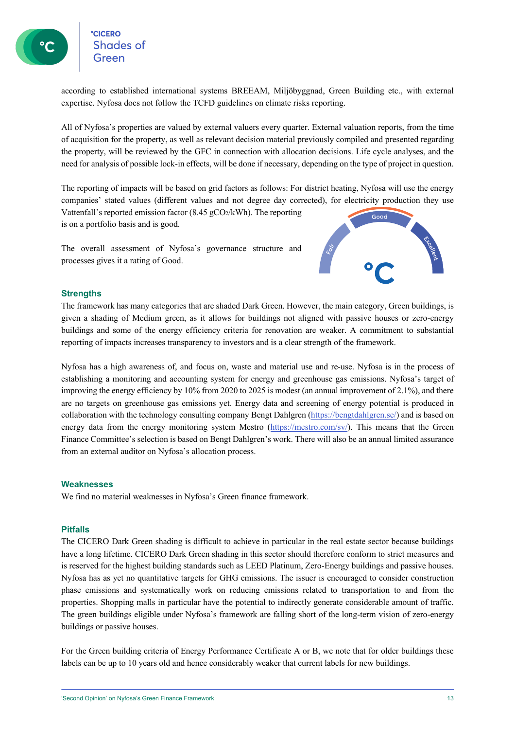according to established international systems BREEAM, Miljöbyggnad, Green Building etc., with external expertise. Nyfosa does not follow the TCFD guidelines on climate risks reporting.

All of Nyfosa's properties are valued by external valuers every quarter. External valuation reports, from the time of acquisition for the property, as well as relevant decision material previously compiled and presented regarding the property, will be reviewed by the GFC in connection with allocation decisions. Life cycle analyses, and the need for analysis of possible lock-in effects, will be done if necessary, depending on the type of project in question.

The reporting of impacts will be based on grid factors as follows: For district heating, Nyfosa will use the energy companies' stated values (different values and not degree day corrected), for electricity production they use Vattenfall's reported emission factor (8.45 $gCO_2/kWh$). The reporting is on a portfolio basis and is good.

The overall assessment of Nyfosa's governance structure and processes gives it a rating of Good.

### Strengths

The framework has many categories that are shaded Dark Green. However, the main category, Green buildings, is given a shading of Medium green, as it allows for buildings not aligned with passive houses or zero-energy buildings and some of the energy efficiency criteria for renovation are weaker. A commitment to substantial reporting of impacts increases transparency to investors and is a clear strength of the framework.

Nyfosa has a high awareness of, and focus on, waste and material use and re-use. Nyfosa is in the process of establishing a monitoring and accounting system for energy and greenhouse gas emissions. Nyfosa's target of improving the energy efficiency by 10% from 2020 to 2025 is modest (an annual improvement of 2.1%), and there are no targets on greenhouse gas emissions yet. Energy data and screening of energy potential is produced in collaboration with the technology consulting company Bengt Dahlgren (https://bengtdahlgren.se/) and is based on energy data from the energy monitoring system Mestro (https://mestro.com/sv/). This means that the Green Finance Committee's selection is based on Bengt Dahlgren's work. There will also be an annual limited assurance from an external auditor on Nyfosa's allocation process.

### Weaknesses

We find no material weaknesses in Nyfosa's Green finance framework.

### Pitfalls

The CICERO Dark Green shading is difficult to achieve in particular in the real estate sector because buildings have a long lifetime. CICERO Dark Green shading in this sector should therefore conform to strict measures and is reserved for the highest building standards such as LEED Platinum, Zero-Energy buildings and passive houses. Nyfosa has as yet no quantitative targets for GHG emissions. The issuer is encouraged to consider construction phase emissions and systematically work on reducing emissions related to transportation to and from the properties. Shopping malls in particular have the potential to indirectly generate considerable amount of traffic. The green buildings eligible under Nyfosa's framework are falling short of the long-term vision of zero-energy buildings or passive houses.

For the Green building criteria of Energy Performance Certificate A or B, we note that for older buildings these labels can be up to 10 years old and hence considerably weaker that current labels for new buildings.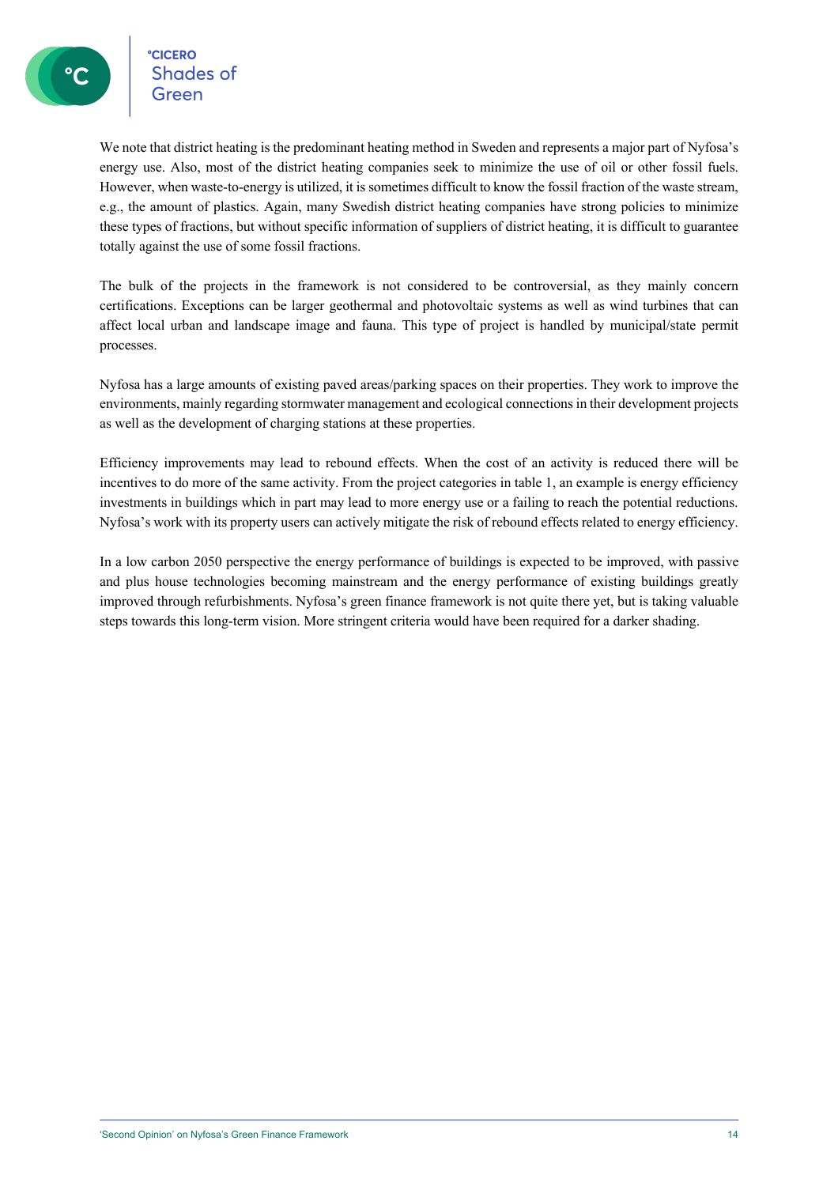We note that district heating is the predominant heating method in Sweden and represents a major part of Nyfosa's energy use. Also, most of the district heating companies seek to minimize the use of oil or other fossil fuels. However, when waste-to-energy is utilized, it is sometimes difficult to know the fossil fraction of the waste stream, e.g., the amount of plastics. Again, many Swedish district heating companies have strong policies to minimize these types of fractions, but without specific information of suppliers of district heating, it is difficult to guarantee totally against the use of some fossil fractions.

The bulk of the projects in the framework is not considered to be controversial, as they mainly concern certifications. Exceptions can be larger geothermal and photovoltaic systems as well as wind turbines that can affect local urban and landscape image and fauna. This type of project is handled by municipal/state permit processes.

Nyfosa has a large amounts of existing paved areas/parking spaces on their properties. They work to improve the environments, mainly regarding stormwater management and ecological connections in their development projects as well as the development of charging stations at these properties.

Efficiency improvements may lead to rebound effects. When the cost of an activity is reduced there will be incentives to do more of the same activity. From the project categories in table 1, an example is energy efficiency investments in buildings which in part may lead to more energy use or a failing to reach the potential reductions. Nyfosa's work with its property users can actively mitigate the risk of rebound effects related to energy efficiency.

In a low carbon 2050 perspective the energy performance of buildings is expected to be improved, with passive and plus house technologies becoming mainstream and the energy performance of existing buildings greatly improved through refurbishments. Nyfosa's green finance framework is not quite there yet, but is taking valuable steps towards this long-term vision. More stringent criteria would have been required for a darker shading.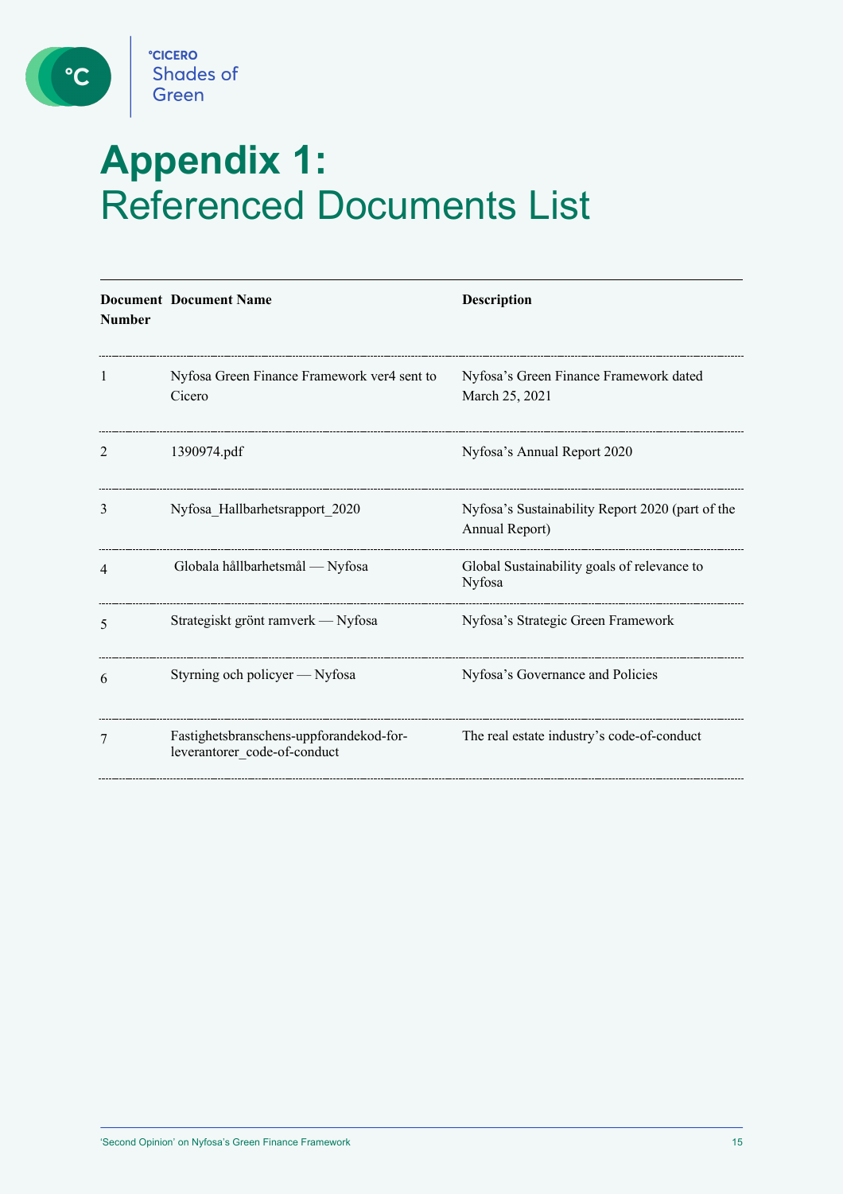# Appendix 1: Referenced Documents List

| Document Number | Document Name | Description |
|---|---|---|
| 1 | Nyfosa Green Finance Framework ver4 sent to Cicero | Nyfosa's Green Finance Framework dated March 25, 2021 |
| 2 | 1390974.pdf | Nyfosa's Annual Report 2020 |
| 3 | Nyfosa_Hallbarhetsrapport_2020 | Nyfosa's Sustainability Report 2020 (part of the Annual Report) |
| 4 | Globala hållbarhetsmål — Nyfosa | Global Sustainability goals of relevance to Nyfosa |
| 5 | Strategiskt grönt ramverk — Nyfosa | Nyfosa's Strategic Green Framework |
| 6 | Styrning och policyer — Nyfosa | Nyfosa's Governance and Policies |
| 7 | Fastighetsbranschens-uppforandekod-for-leverantorer_code-of-conduct | The real estate industry's code-of-conduct |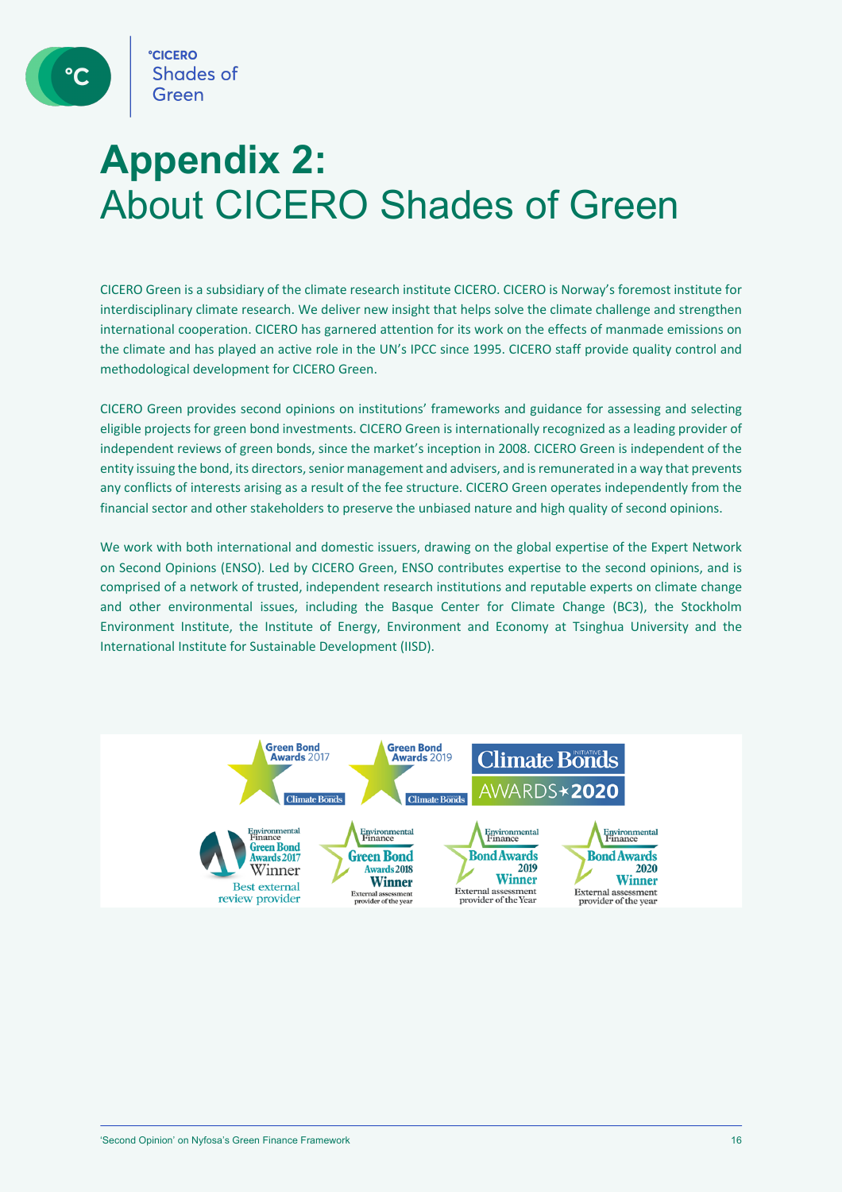# Appendix 2: About CICERO Shades of Green

CICERO Green is a subsidiary of the climate research institute CICERO. CICERO is Norway's foremost institute for interdisciplinary climate research. We deliver new insight that helps solve the climate challenge and strengthen international cooperation. CICERO has garnered attention for its work on the effects of manmade emissions on the climate and has played an active role in the UN's IPCC since 1995. CICERO staff provide quality control and methodological development for CICERO Green.

CICERO Green provides second opinions on institutions' frameworks and guidance for assessing and selecting eligible projects for green bond investments. CICERO Green is internationally recognized as a leading provider of independent reviews of green bonds, since the market's inception in 2008. CICERO Green is independent of the entity issuing the bond, its directors, senior management and advisers, and is remunerated in a way that prevents any conflicts of interests arising as a result of the fee structure. CICERO Green operates independently from the financial sector and other stakeholders to preserve the unbiased nature and high quality of second opinions.

We work with both international and domestic issuers, drawing on the global expertise of the Expert Network on Second Opinions (ENSO). Led by CICERO Green, ENSO contributes expertise to the second opinions, and is comprised of a network of trusted, independent research institutions and reputable experts on climate change and other environmental issues, including the Basque Center for Climate Change (BC3), the Stockholm Environment Institute, the Institute of Energy, Environment and Economy at Tsinghua University and the International Institute for Sustainable Development (IISD).

Green Bond Awards 2017 Climate Bonds

Green Bond Awards 2019 Climate Bonds

Climate Bonds Initiative AWARDS 2020

Environmental Finance Green Bond Awards 2017 Winner Best external review provider

Environmental Finance Green Bond Awards 2018 Winner External assessment provider of the year

Environmental Finance Bond Awards 2019 Winner External assessment provider of the Year

Environmental Finance Bond Awards 2020 Winner External assessment provider of the year